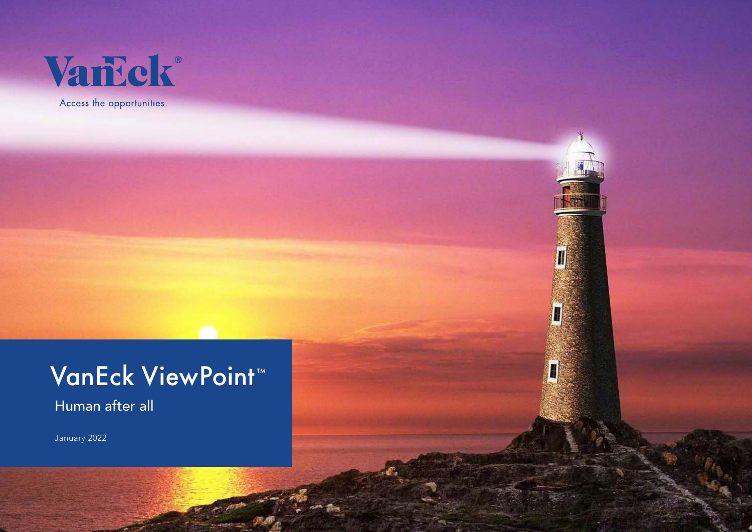VanEck®

Access the opportunities.

# VanEck ViewPoint™

## Human after all

January 2022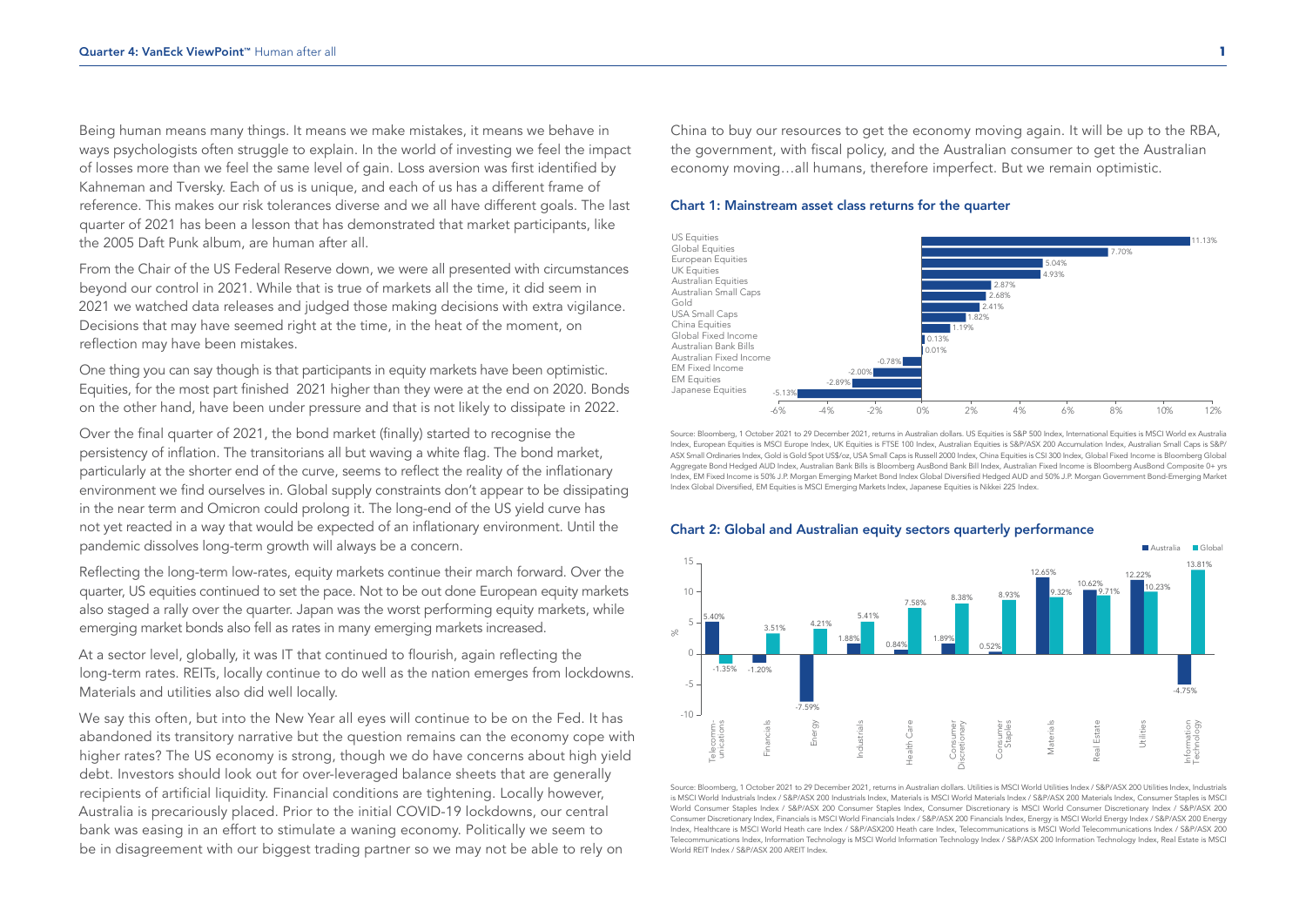Being human means many things. It means we make mistakes, it means we behave in ways psychologists often struggle to explain. In the world of investing we feel the impact of losses more than we feel the same level of gain. Loss aversion was first identified by Kahneman and Tversky. Each of us is unique, and each of us has a different frame of reference. This makes our risk tolerances diverse and we all have different goals. The last quarter of 2021 has been a lesson that has demonstrated that market participants, like the 2005 Daft Punk album, are human after all.

From the Chair of the US Federal Reserve down, we were all presented with circumstances beyond our control in 2021. While that is true of markets all the time, it did seem in 2021 we watched data releases and judged those making decisions with extra vigilance. Decisions that may have seemed right at the time, in the heat of the moment, on reflection may have been mistakes.

One thing you can say though is that participants in equity markets have been optimistic. Equities, for the most part finished 2021 higher than they were at the end on 2020. Bonds on the other hand, have been under pressure and that is not likely to dissipate in 2022.

Over the final quarter of 2021, the bond market (finally) started to recognise the persistency of inflation. The transitorians all but waving a white flag. The bond market, particularly at the shorter end of the curve, seems to reflect the reality of the inflationary environment we find ourselves in. Global supply constraints don't appear to be dissipating in the near term and Omicron could prolong it. The long-end of the US yield curve has not yet reacted in a way that would be expected of an inflationary environment. Until the pandemic dissolves long-term growth will always be a concern.

Reflecting the long-term low-rates, equity markets continue their march forward. Over the quarter, US equities continued to set the pace. Not to be out done European equity markets also staged a rally over the quarter. Japan was the worst performing equity markets, while emerging market bonds also fell as rates in many emerging markets increased.

At a sector level, globally, it was IT that continued to flourish, again reflecting the long-term rates. REITs, locally continue to do well as the nation emerges from lockdowns. Materials and utilities also did well locally.

We say this often, but into the New Year all eyes will continue to be on the Fed. It has abandoned its transitory narrative but the question remains can the economy cope with higher rates? The US economy is strong, though we do have concerns about high yield debt. Investors should look out for over-leveraged balance sheets that are generally recipients of artificial liquidity. Financial conditions are tightening. Locally however, Australia is precariously placed. Prior to the initial COVID-19 lockdowns, our central bank was easing in an effort to stimulate a waning economy. Politically we seem to be in disagreement with our biggest trading partner so we may not be able to rely on China to buy our resources to get the economy moving again. It will be up to the RBA, the government, with fiscal policy, and the Australian consumer to get the Australian economy moving…all humans, therefore imperfect. But we remain optimistic.

### Chart 1: Mainstream asset class returns for the quarter

| Asset class | Return |
|---|---|
| US Equities | 11.13% |
| Global Equities | 7.70% |
| European Equities | 5.04% |
| UK Equities | 4.93% |
| Australian Equities | 2.87% |
| Australian Small Caps | 2.68% |
| Gold | 2.41% |
| USA Small Caps | 1.82% |
| China Equities | 1.19% |
| Global Fixed Income | 0.13% |
| Australian Bank Bills | 0.01% |
| Australian Fixed Income | -0.78% |
| EM Fixed Income | -2.00% |
| EM Equities | -2.89% |
| Japanese Equities | -5.13% |

Source: Bloomberg, 1 October 2021 to 29 December 2021, returns in Australian dollars. US Equities is S&P 500 Index, International Equities is MSCI World ex Australia Index, European Equities is MSCI Europe Index, UK Equities is FTSE 100 Index, Australian Equities is S&P/ASX 200 Accumulation Index, Australian Small Caps is S&P/ASX Small Ordinaries Index, Gold is Gold Spot US$/oz, USA Small Caps is Russell 2000 Index, China Equities is CSI 300 Index, Global Fixed Income is Bloomberg Global Aggregate Bond Hedged AUD Index, Australian Bank Bills is Bloomberg AusBond Bank Bill Index, Australian Fixed Income is Bloomberg AusBond Composite 0+ yrs Index, EM Fixed Income is 50% J.P. Morgan Emerging Market Bond Index Global Diversified Hedged AUD and 50% J.P. Morgan Government Bond-Emerging Market Index Global Diversified, EM Equities is MSCI Emerging Markets Index, Japanese Equities is Nikkei 225 Index.

### Chart 2: Global and Australian equity sectors quarterly performance

| Sector | Australia | Global |
|---|---|---|
| Telecommunications | 5.40% | -1.35% |
| Financials | -1.20% | 3.51% |
| Energy | -7.59% | 4.21% |
| Industrials | 1.88% | 5.41% |
| Health Care | 0.84% | 7.58% |
| Consumer Discretionary | 1.89% | 8.38% |
| Consumer Staples | 0.52% | 8.93% |
| Materials | 12.65% | 9.32% |
| Real Estate | 10.62% | 9.71% |
| Utilities | 12.22% | 10.23% |
| Information Technology | -4.75% | 13.81% |

Source: Bloomberg, 1 October 2021 to 29 December 2021, returns in Australian dollars. Utilities is MSCI World Utilities Index / S&P/ASX 200 Utilities Index, Industrials is MSCI World Industrials Index / S&P/ASX 200 Industrials Index, Materials is MSCI World Materials Index / S&P/ASX 200 Materials Index, Consumer Staples is MSCI World Consumer Staples Index / S&P/ASX 200 Consumer Staples Index, Consumer Discretionary is MSCI World Consumer Discretionary Index / S&P/ASX 200 Consumer Discretionary Index, Financials is MSCI World Financials Index / S&P/ASX 200 Financials Index, Energy is MSCI World Energy Index / S&P/ASX 200 Energy Index, Healthcare is MSCI World Heath care Index / S&P/ASX200 Heath care Index, Telecommunications is MSCI World Telecommunications Index / S&P/ASX 200 Telecommunications Index, Information Technology is MSCI World Information Technology Index / S&P/ASX 200 Information Technology Index, Real Estate is MSCI World REIT Index / S&P/ASX 200 AREIT Index.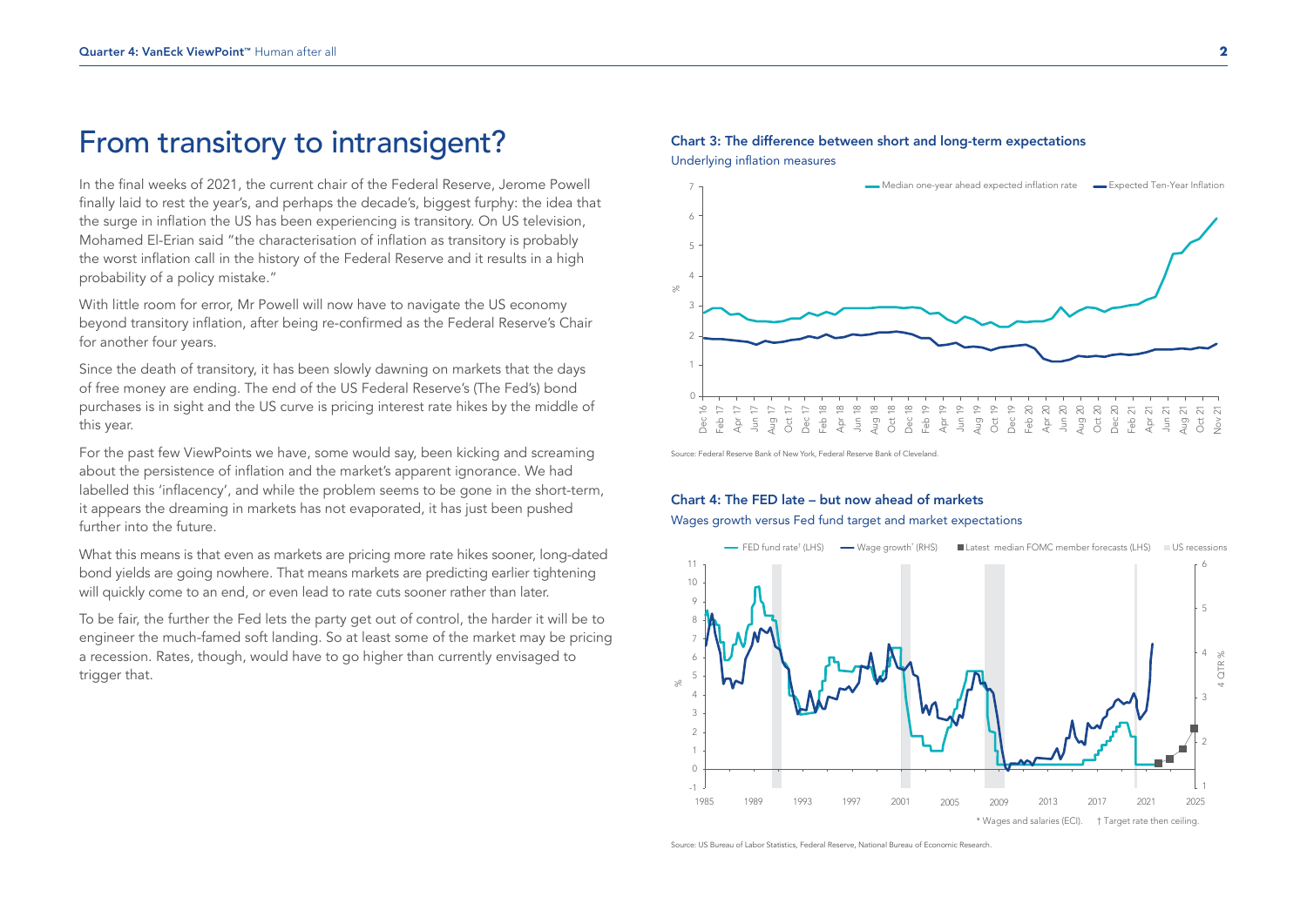# From transitory to intransigent?

In the final weeks of 2021, the current chair of the Federal Reserve, Jerome Powell finally laid to rest the year's, and perhaps the decade's, biggest furphy: the idea that the surge in inflation the US has been experiencing is transitory. On US television, Mohamed El-Erian said "the characterisation of inflation as transitory is probably the worst inflation call in the history of the Federal Reserve and it results in a high probability of a policy mistake."

With little room for error, Mr Powell will now have to navigate the US economy beyond transitory inflation, after being re-confirmed as the Federal Reserve's Chair for another four years.

Since the death of transitory, it has been slowly dawning on markets that the days of free money are ending. The end of the US Federal Reserve's (The Fed's) bond purchases is in sight and the US curve is pricing interest rate hikes by the middle of this year.

For the past few ViewPoints we have, some would say, been kicking and screaming about the persistence of inflation and the market's apparent ignorance. We had labelled this 'inflacency', and while the problem seems to be gone in the short-term, it appears the dreaming in markets has not evaporated, it has just been pushed further into the future.

What this means is that even as markets are pricing more rate hikes sooner, long-dated bond yields are going nowhere. That means markets are predicting earlier tightening will quickly come to an end, or even lead to rate cuts sooner rather than later.

To be fair, the further the Fed lets the party get out of control, the harder it will be to engineer the much-famed soft landing. So at least some of the market may be pricing a recession. Rates, though, would have to go higher than currently envisaged to trigger that.

**Chart 3: The difference between short and long-term expectations**

Underlying inflation measures

Source: Federal Reserve Bank of New York, Federal Reserve Bank of Cleveland.

**Chart 4: The FED late – but now ahead of markets**

Wages growth versus Fed fund target and market expectations

\* Wages and salaries (ECI). † Target rate then ceiling.

Source: US Bureau of Labor Statistics, Federal Reserve, National Bureau of Economic Research.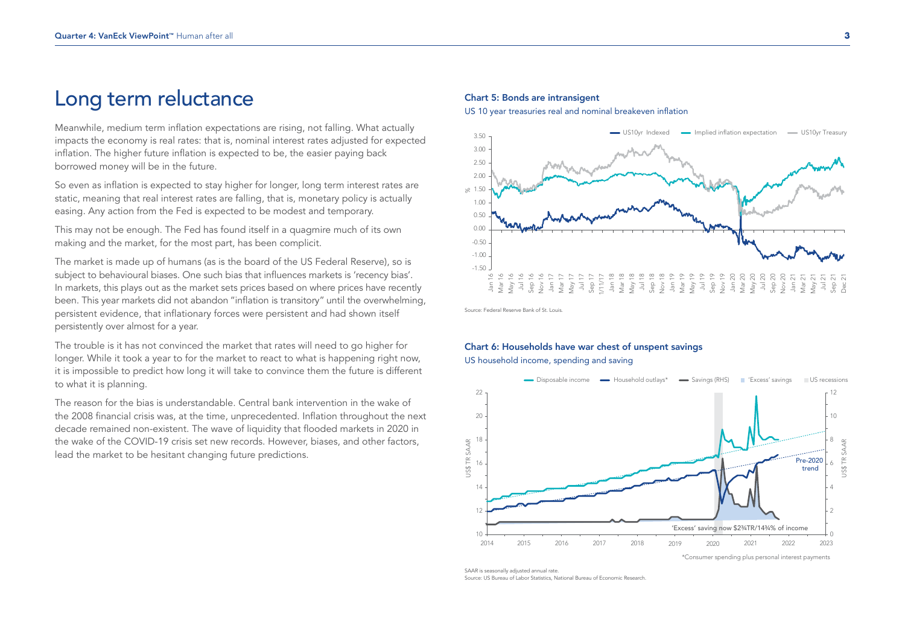# Long term reluctance

Meanwhile, medium term inflation expectations are rising, not falling. What actually impacts the economy is real rates: that is, nominal interest rates adjusted for expected inflation. The higher future inflation is expected to be, the easier paying back borrowed money will be in the future.

So even as inflation is expected to stay higher for longer, long term interest rates are static, meaning that real interest rates are falling, that is, monetary policy is actually easing. Any action from the Fed is expected to be modest and temporary.

This may not be enough. The Fed has found itself in a quagmire much of its own making and the market, for the most part, has been complicit.

The market is made up of humans (as is the board of the US Federal Reserve), so is subject to behavioural biases. One such bias that influences markets is 'recency bias'. In markets, this plays out as the market sets prices based on where prices have recently been. This year markets did not abandon "inflation is transitory" until the overwhelming, persistent evidence, that inflationary forces were persistent and had shown itself persistently over almost for a year.

The trouble is it has not convinced the market that rates will need to go higher for longer. While it took a year to for the market to react to what is happening right now, it is impossible to predict how long it will take to convince them the future is different to what it is planning.

The reason for the bias is understandable. Central bank intervention in the wake of the 2008 financial crisis was, at the time, unprecedented. Inflation throughout the next decade remained non-existent. The wave of liquidity that flooded markets in 2020 in the wake of the COVID-19 crisis set new records. However, biases, and other factors, lead the market to be hesitant changing future predictions.

**Chart 5: Bonds are intransigent**

US 10 year treasuries real and nominal breakeven inflation

Source: Federal Reserve Bank of St. Louis.

**Chart 6: Households have war chest of unspent savings**

US household income, spending and saving

'Excess' saving now $2¾TR/14¾% of income

*Consumer spending plus personal interest payments

SAAR is seasonally adjusted annual rate.
Source: US Bureau of Labor Statistics, National Bureau of Economic Research.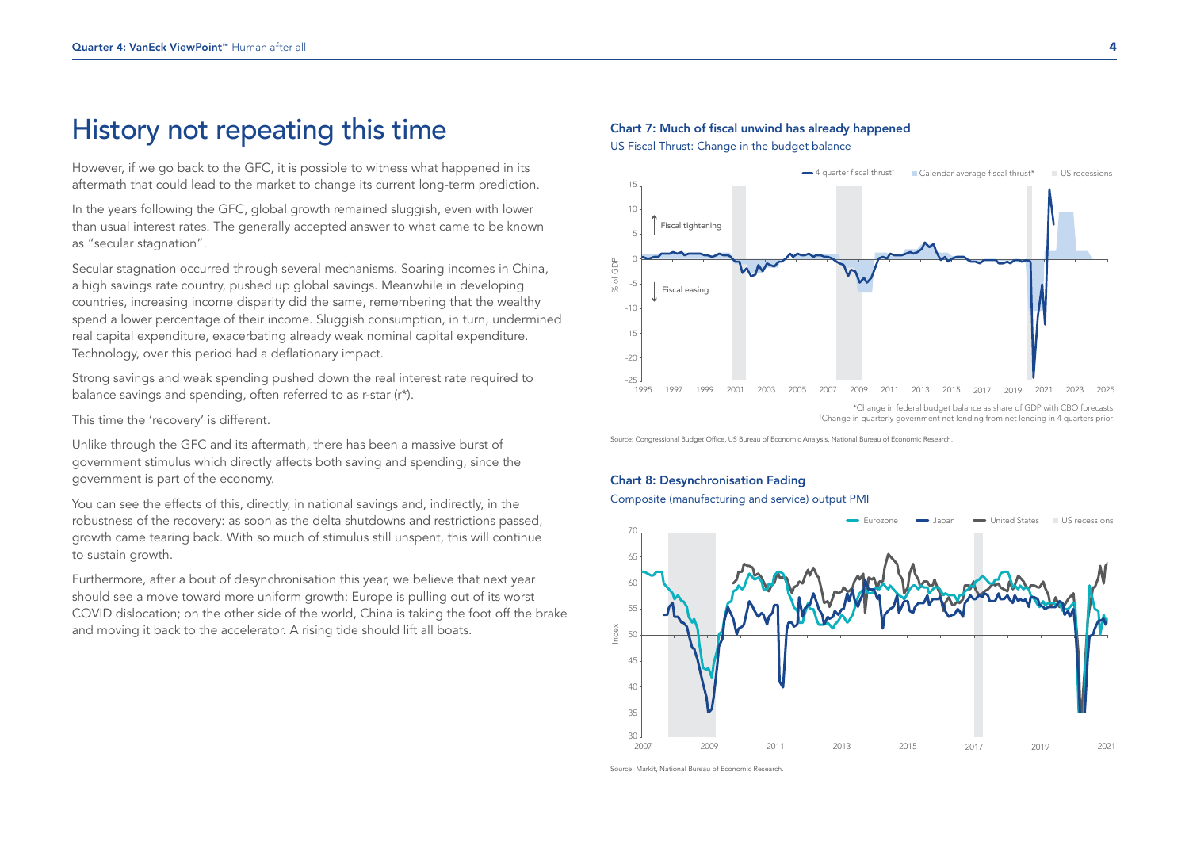# History not repeating this time

However, if we go back to the GFC, it is possible to witness what happened in its aftermath that could lead to the market to change its current long-term prediction.

In the years following the GFC, global growth remained sluggish, even with lower than usual interest rates. The generally accepted answer to what came to be known as "secular stagnation".

Secular stagnation occurred through several mechanisms. Soaring incomes in China, a high savings rate country, pushed up global savings. Meanwhile in developing countries, increasing income disparity did the same, remembering that the wealthy spend a lower percentage of their income. Sluggish consumption, in turn, undermined real capital expenditure, exacerbating already weak nominal capital expenditure. Technology, over this period had a deflationary impact.

Strong savings and weak spending pushed down the real interest rate required to balance savings and spending, often referred to as r-star (r*).

This time the 'recovery' is different.

Unlike through the GFC and its aftermath, there has been a massive burst of government stimulus which directly affects both saving and spending, since the government is part of the economy.

You can see the effects of this, directly, in national savings and, indirectly, in the robustness of the recovery: as soon as the delta shutdowns and restrictions passed, growth came tearing back. With so much of stimulus still unspent, this will continue to sustain growth.

Furthermore, after a bout of desynchronisation this year, we believe that next year should see a move toward more uniform growth: Europe is pulling out of its worst COVID dislocation; on the other side of the world, China is taking the foot off the brake and moving it back to the accelerator. A rising tide should lift all boats.

**Chart 7: Much of fiscal unwind has already happened**

US Fiscal Thrust: Change in the budget balance

*Change in federal budget balance as share of GDP with CBO forecasts.
†Change in quarterly government net lending from net lending in 4 quarters prior.

Source: Congressional Budget Office, US Bureau of Economic Analysis, National Bureau of Economic Research.

**Chart 8: Desynchronisation Fading**

Composite (manufacturing and service) output PMI

Source: Markit, National Bureau of Economic Research.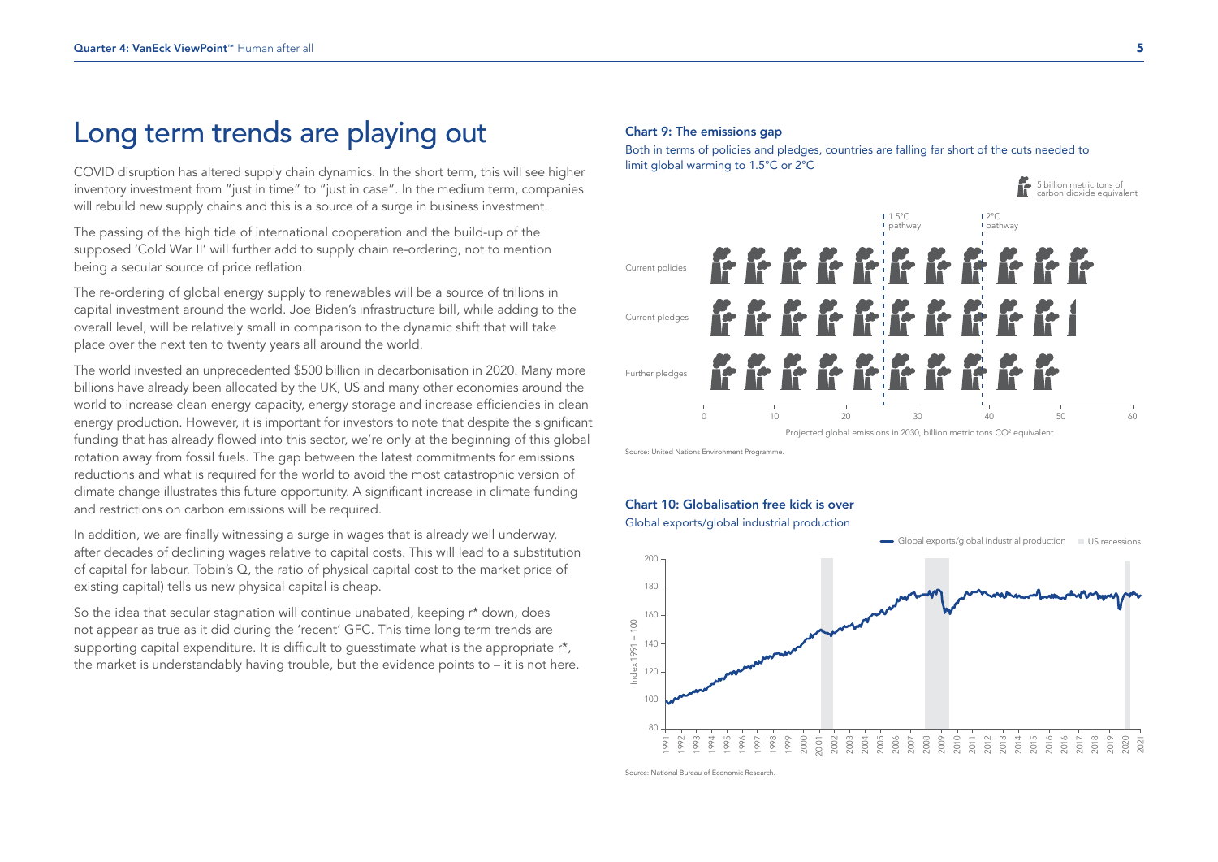# Long term trends are playing out

COVID disruption has altered supply chain dynamics. In the short term, this will see higher inventory investment from "just in time" to "just in case". In the medium term, companies will rebuild new supply chains and this is a source of a surge in business investment.

The passing of the high tide of international cooperation and the build-up of the supposed 'Cold War II' will further add to supply chain re-ordering, not to mention being a secular source of price reflation.

The re-ordering of global energy supply to renewables will be a source of trillions in capital investment around the world. Joe Biden's infrastructure bill, while adding to the overall level, will be relatively small in comparison to the dynamic shift that will take place over the next ten to twenty years all around the world.

The world invested an unprecedented $500 billion in decarbonisation in 2020. Many more billions have already been allocated by the UK, US and many other economies around the world to increase clean energy capacity, energy storage and increase efficiencies in clean energy production. However, it is important for investors to note that despite the significant funding that has already flowed into this sector, we're only at the beginning of this global rotation away from fossil fuels. The gap between the latest commitments for emissions reductions and what is required for the world to avoid the most catastrophic version of climate change illustrates this future opportunity. A significant increase in climate funding and restrictions on carbon emissions will be required.

In addition, we are finally witnessing a surge in wages that is already well underway, after decades of declining wages relative to capital costs. This will lead to a substitution of capital for labour. Tobin's Q, the ratio of physical capital cost to the market price of existing capital) tells us new physical capital is cheap.

So the idea that secular stagnation will continue unabated, keeping r* down, does not appear as true as it did during the 'recent' GFC. This time long term trends are supporting capital expenditure. It is difficult to guesstimate what is the appropriate r*, the market is understandably having trouble, but the evidence points to – it is not here.

**Chart 9: The emissions gap**

Both in terms of policies and pledges, countries are falling far short of the cuts needed to limit global warming to 1.5°C or 2°C

Source: United Nations Environment Programme.

**Chart 10: Globalisation free kick is over**

Global exports/global industrial production

Source: National Bureau of Economic Research.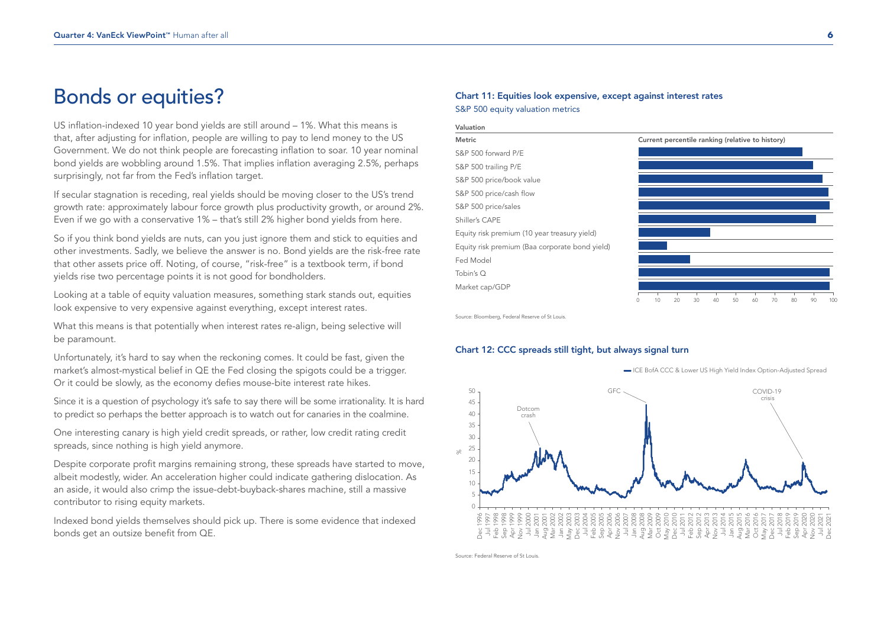# Bonds or equities?

US inflation-indexed 10 year bond yields are still around – 1%. What this means is that, after adjusting for inflation, people are willing to pay to lend money to the US Government. We do not think people are forecasting inflation to soar. 10 year nominal bond yields are wobbling around 1.5%. That implies inflation averaging 2.5%, perhaps surprisingly, not far from the Fed's inflation target.

If secular stagnation is receding, real yields should be moving closer to the US's trend growth rate: approximately labour force growth plus productivity growth, or around 2%. Even if we go with a conservative 1% – that's still 2% higher bond yields from here.

So if you think bond yields are nuts, can you just ignore them and stick to equities and other investments. Sadly, we believe the answer is no. Bond yields are the risk-free rate that other assets price off. Noting, of course, "risk-free" is a textbook term, if bond yields rise two percentage points it is not good for bondholders.

Looking at a table of equity valuation measures, something stark stands out, equities look expensive to very expensive against everything, except interest rates.

What this means is that potentially when interest rates re-align, being selective will be paramount.

Unfortunately, it's hard to say when the reckoning comes. It could be fast, given the market's almost-mystical belief in QE the Fed closing the spigots could be a trigger. Or it could be slowly, as the economy defies mouse-bite interest rate hikes.

Since it is a question of psychology it's safe to say there will be some irrationality. It is hard to predict so perhaps the better approach is to watch out for canaries in the coalmine.

One interesting canary is high yield credit spreads, or rather, low credit rating credit spreads, since nothing is high yield anymore.

Despite corporate profit margins remaining strong, these spreads have started to move, albeit modestly, wider. An acceleration higher could indicate gathering dislocation. As an aside, it would also crimp the issue-debt-buyback-shares machine, still a massive contributor to rising equity markets.

Indexed bond yields themselves should pick up. There is some evidence that indexed bonds get an outsize benefit from QE.

### Chart 11: Equities look expensive, except against interest rates

S&P 500 equity valuation metrics

| Valuation | |
|---|---|
| **Metric** | **Current percentile ranking (relative to history)** |
| S&P 500 forward P/E | |
| S&P 500 trailing P/E | |
| S&P 500 price/book value | |
| S&P 500 price/cash flow | |
| S&P 500 price/sales | |
| Shiller's CAPE | |
| Equity risk premium (10 year treasury yield) | |
| Equity risk premium (Baa corporate bond yield) | |
| Fed Model | |
| Tobin's Q | |
| Market cap/GDP | |

Source: Bloomberg, Federal Reserve of St Louis.

### Chart 12: CCC spreads still tight, but always signal turn

Source: Federal Reserve of St Louis.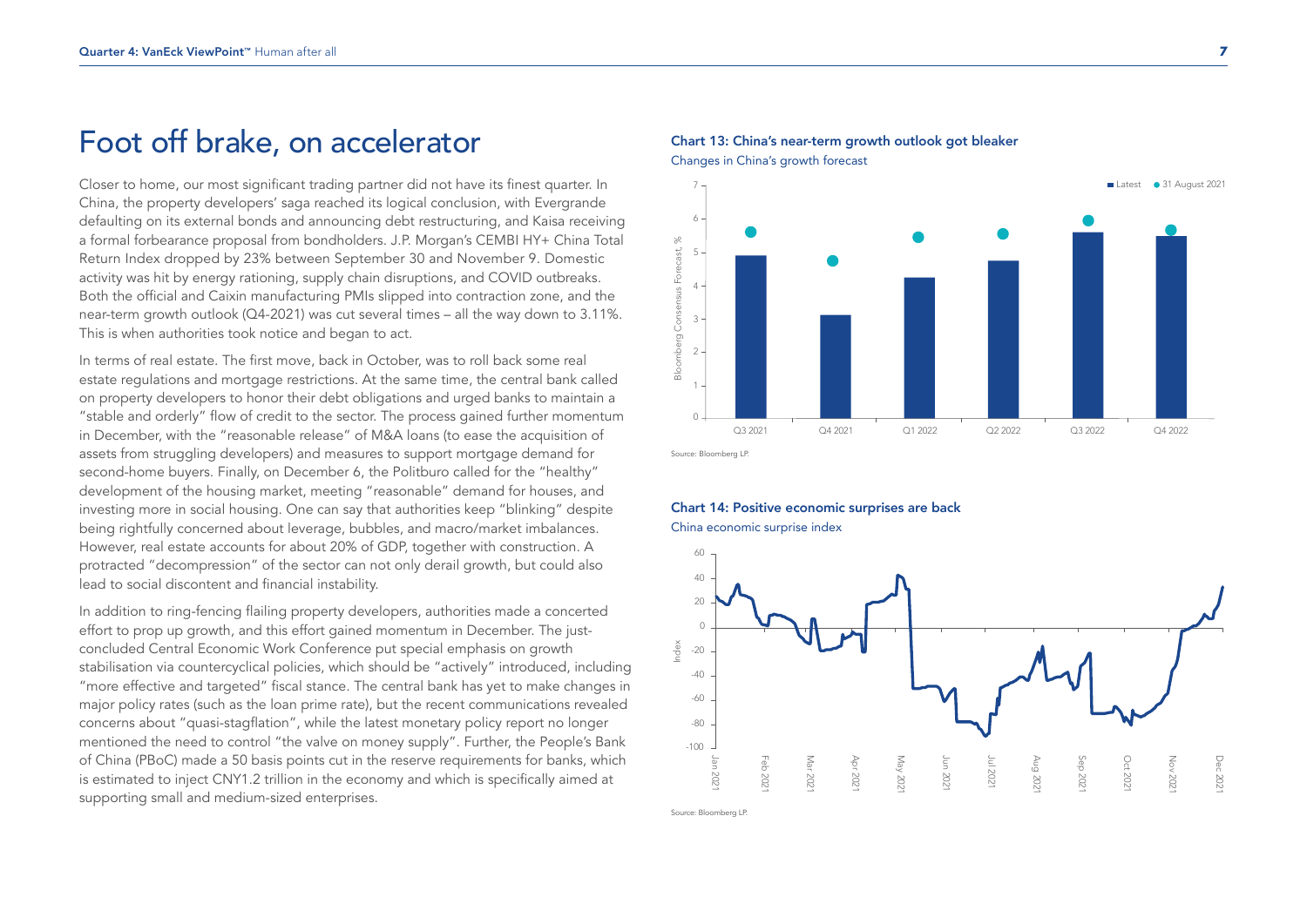# Foot off brake, on accelerator

Closer to home, our most significant trading partner did not have its finest quarter. In China, the property developers' saga reached its logical conclusion, with Evergrande defaulting on its external bonds and announcing debt restructuring, and Kaisa receiving a formal forbearance proposal from bondholders. J.P. Morgan's CEMBI HY+ China Total Return Index dropped by 23% between September 30 and November 9. Domestic activity was hit by energy rationing, supply chain disruptions, and COVID outbreaks. Both the official and Caixin manufacturing PMIs slipped into contraction zone, and the near-term growth outlook (Q4-2021) was cut several times – all the way down to 3.11%. This is when authorities took notice and began to act.

In terms of real estate. The first move, back in October, was to roll back some real estate regulations and mortgage restrictions. At the same time, the central bank called on property developers to honor their debt obligations and urged banks to maintain a "stable and orderly" flow of credit to the sector. The process gained further momentum in December, with the "reasonable release" of M&A loans (to ease the acquisition of assets from struggling developers) and measures to support mortgage demand for second-home buyers. Finally, on December 6, the Politburo called for the "healthy" development of the housing market, meeting "reasonable" demand for houses, and investing more in social housing. One can say that authorities keep "blinking" despite being rightfully concerned about leverage, bubbles, and macro/market imbalances. However, real estate accounts for about 20% of GDP, together with construction. A protracted "decompression" of the sector can not only derail growth, but could also lead to social discontent and financial instability.

In addition to ring-fencing flailing property developers, authorities made a concerted effort to prop up growth, and this effort gained momentum in December. The just-concluded Central Economic Work Conference put special emphasis on growth stabilisation via countercyclical policies, which should be "actively" introduced, including "more effective and targeted" fiscal stance. The central bank has yet to make changes in major policy rates (such as the loan prime rate), but the recent communications revealed concerns about "quasi-stagflation", while the latest monetary policy report no longer mentioned the need to control "the valve on money supply". Further, the People's Bank of China (PBoC) made a 50 basis points cut in the reserve requirements for banks, which is estimated to inject CNY1.2 trillion in the economy and which is specifically aimed at supporting small and medium-sized enterprises.

**Chart 13: China's near-term growth outlook got bleaker**

Changes in China's growth forecast

Source: Bloomberg LP.

**Chart 14: Positive economic surprises are back**

China economic surprise index

Source: Bloomberg LP.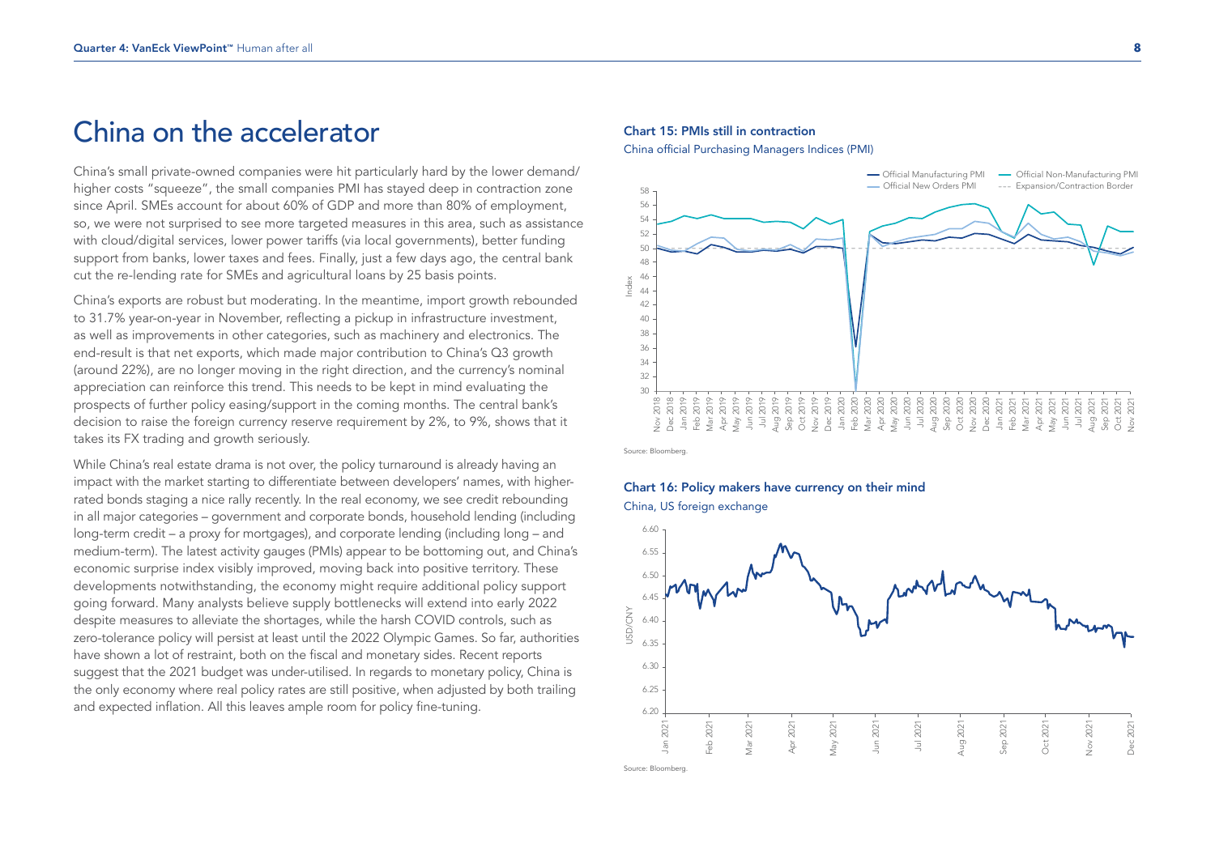# China on the accelerator

China's small private-owned companies were hit particularly hard by the lower demand/ higher costs "squeeze", the small companies PMI has stayed deep in contraction zone since April. SMEs account for about 60% of GDP and more than 80% of employment, so, we were not surprised to see more targeted measures in this area, such as assistance with cloud/digital services, lower power tariffs (via local governments), better funding support from banks, lower taxes and fees. Finally, just a few days ago, the central bank cut the re-lending rate for SMEs and agricultural loans by 25 basis points.

China's exports are robust but moderating. In the meantime, import growth rebounded to 31.7% year-on-year in November, reflecting a pickup in infrastructure investment, as well as improvements in other categories, such as machinery and electronics. The end-result is that net exports, which made major contribution to China's Q3 growth (around 22%), are no longer moving in the right direction, and the currency's nominal appreciation can reinforce this trend. This needs to be kept in mind evaluating the prospects of further policy easing/support in the coming months. The central bank's decision to raise the foreign currency reserve requirement by 2%, to 9%, shows that it takes its FX trading and growth seriously.

While China's real estate drama is not over, the policy turnaround is already having an impact with the market starting to differentiate between developers' names, with higher-rated bonds staging a nice rally recently. In the real economy, we see credit rebounding in all major categories – government and corporate bonds, household lending (including long-term credit – a proxy for mortgages), and corporate lending (including long – and medium-term). The latest activity gauges (PMIs) appear to be bottoming out, and China's economic surprise index visibly improved, moving back into positive territory. These developments notwithstanding, the economy might require additional policy support going forward. Many analysts believe supply bottlenecks will extend into early 2022 despite measures to alleviate the shortages, while the harsh COVID controls, such as zero-tolerance policy will persist at least until the 2022 Olympic Games. So far, authorities have shown a lot of restraint, both on the fiscal and monetary sides. Recent reports suggest that the 2021 budget was under-utilised. In regards to monetary policy, China is the only economy where real policy rates are still positive, when adjusted by both trailing and expected inflation. All this leaves ample room for policy fine-tuning.

**Chart 15: PMIs still in contraction**

China official Purchasing Managers Indices (PMI)

Source: Bloomberg.

**Chart 16: Policy makers have currency on their mind**

China, US foreign exchange

Source: Bloomberg.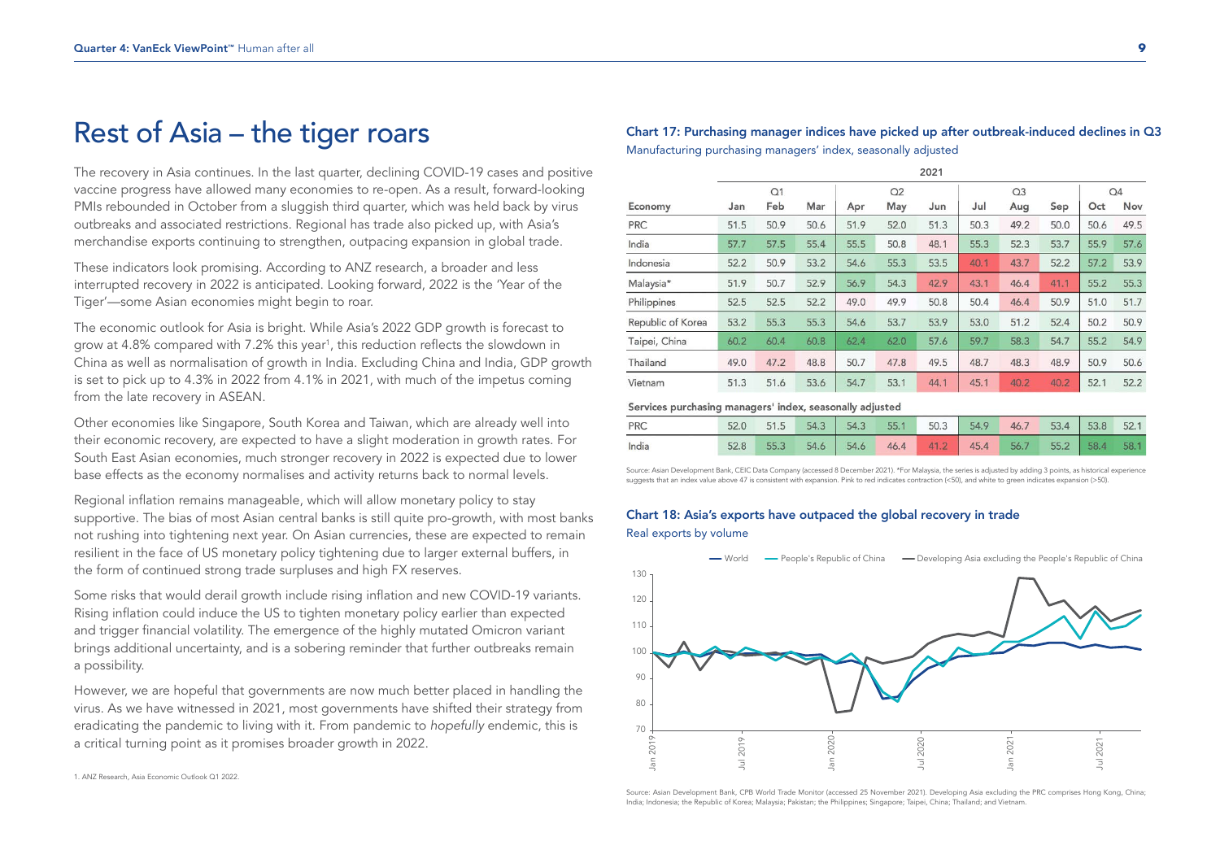# Rest of Asia – the tiger roars

The recovery in Asia continues. In the last quarter, declining COVID-19 cases and positive vaccine progress have allowed many economies to re-open. As a result, forward-looking PMIs rebounded in October from a sluggish third quarter, which was held back by virus outbreaks and associated restrictions. Regional has trade also picked up, with Asia's merchandise exports continuing to strengthen, outpacing expansion in global trade.

These indicators look promising. According to ANZ research, a broader and less interrupted recovery in 2022 is anticipated. Looking forward, 2022 is the 'Year of the Tiger'—some Asian economies might begin to roar.

The economic outlook for Asia is bright. While Asia's 2022 GDP growth is forecast to grow at 4.8% compared with 7.2% this year[1], this reduction reflects the slowdown in China as well as normalisation of growth in India. Excluding China and India, GDP growth is set to pick up to 4.3% in 2022 from 4.1% in 2021, with much of the impetus coming from the late recovery in ASEAN.

Other economies like Singapore, South Korea and Taiwan, which are already well into their economic recovery, are expected to have a slight moderation in growth rates. For South East Asian economies, much stronger recovery in 2022 is expected due to lower base effects as the economy normalises and activity returns back to normal levels.

Regional inflation remains manageable, which will allow monetary policy to stay supportive. The bias of most Asian central banks is still quite pro-growth, with most banks not rushing into tightening next year. On Asian currencies, these are expected to remain resilient in the face of US monetary policy tightening due to larger external buffers, in the form of continued strong trade surpluses and high FX reserves.

Some risks that would derail growth include rising inflation and new COVID-19 variants. Rising inflation could induce the US to tighten monetary policy earlier than expected and trigger financial volatility. The emergence of the highly mutated Omicron variant brings additional uncertainty, and is a sobering reminder that further outbreaks remain a possibility.

However, we are hopeful that governments are now much better placed in handling the virus. As we have witnessed in 2021, most governments have shifted their strategy from eradicating the pandemic to living with it. From pandemic to *hopefully* endemic, this is a critical turning point as it promises broader growth in 2022.

1. ANZ Research, Asia Economic Outlook Q1 2022.

### Chart 17: Purchasing manager indices have picked up after outbreak-induced declines in Q3

Manufacturing purchasing managers' index, seasonally adjusted

| | 2021 | | | | | | | | | | |
|---|---|---|---|---|---|---|---|---|---|---|---|
| | Q1 | | | Q2 | | | Q3 | | | Q4 | |
| Economy | Jan | Feb | Mar | Apr | May | Jun | Jul | Aug | Sep | Oct | Nov |
| PRC | 51.5 | 50.9 | 50.6 | 51.9 | 52.0 | 51.3 | 50.3 | 49.2 | 50.0 | 50.6 | 49.5 |
| India | 57.7 | 57.5 | 55.4 | 55.5 | 50.8 | 48.1 | 55.3 | 52.3 | 53.7 | 55.9 | 57.6 |
| Indonesia | 52.2 | 50.9 | 53.2 | 54.6 | 55.3 | 53.5 | 40.1 | 43.7 | 52.2 | 57.2 | 53.9 |
| Malaysia* | 51.9 | 50.7 | 52.9 | 56.9 | 54.3 | 42.9 | 43.1 | 46.4 | 41.1 | 55.2 | 55.3 |
| Philippines | 52.5 | 52.5 | 52.2 | 49.0 | 49.9 | 50.8 | 50.4 | 46.4 | 50.9 | 51.0 | 51.7 |
| Republic of Korea | 53.2 | 55.3 | 55.3 | 54.6 | 53.7 | 53.9 | 53.0 | 51.2 | 52.4 | 50.2 | 50.9 |
| Taipei, China | 60.2 | 60.4 | 60.8 | 62.4 | 62.0 | 57.6 | 59.7 | 58.3 | 54.7 | 55.2 | 54.9 |
| Thailand | 49.0 | 47.2 | 48.8 | 50.7 | 47.8 | 49.5 | 48.7 | 48.3 | 48.9 | 50.9 | 50.6 |
| Vietnam | 51.3 | 51.6 | 53.6 | 54.7 | 53.1 | 44.1 | 45.1 | 40.2 | 40.2 | 52.1 | 52.2 |
| **Services purchasing managers' index, seasonally adjusted** | | | | | | | | | | | |
| PRC | 52.0 | 51.5 | 54.3 | 54.3 | 55.1 | 50.3 | 54.9 | 46.7 | 53.4 | 53.8 | 52.1 |
| India | 52.8 | 55.3 | 54.6 | 54.6 | 46.4 | 41.2 | 45.4 | 56.7 | 55.2 | 58.4 | 58.1 |

Source: Asian Development Bank, CEIC Data Company (accessed 8 December 2021). *For Malaysia, the series is adjusted by adding 3 points, as historical experience suggests that an index value above 47 is consistent with expansion. Pink to red indicates contraction (<50), and white to green indicates expansion (>50).

### Chart 18: Asia's exports have outpaced the global recovery in trade

Real exports by volume

Source: Asian Development Bank, CPB World Trade Monitor (accessed 25 November 2021). Developing Asia excluding the PRC comprises Hong Kong, China; India; Indonesia; the Republic of Korea; Malaysia; Pakistan; the Philippines; Singapore; Taipei, China; Thailand; and Vietnam.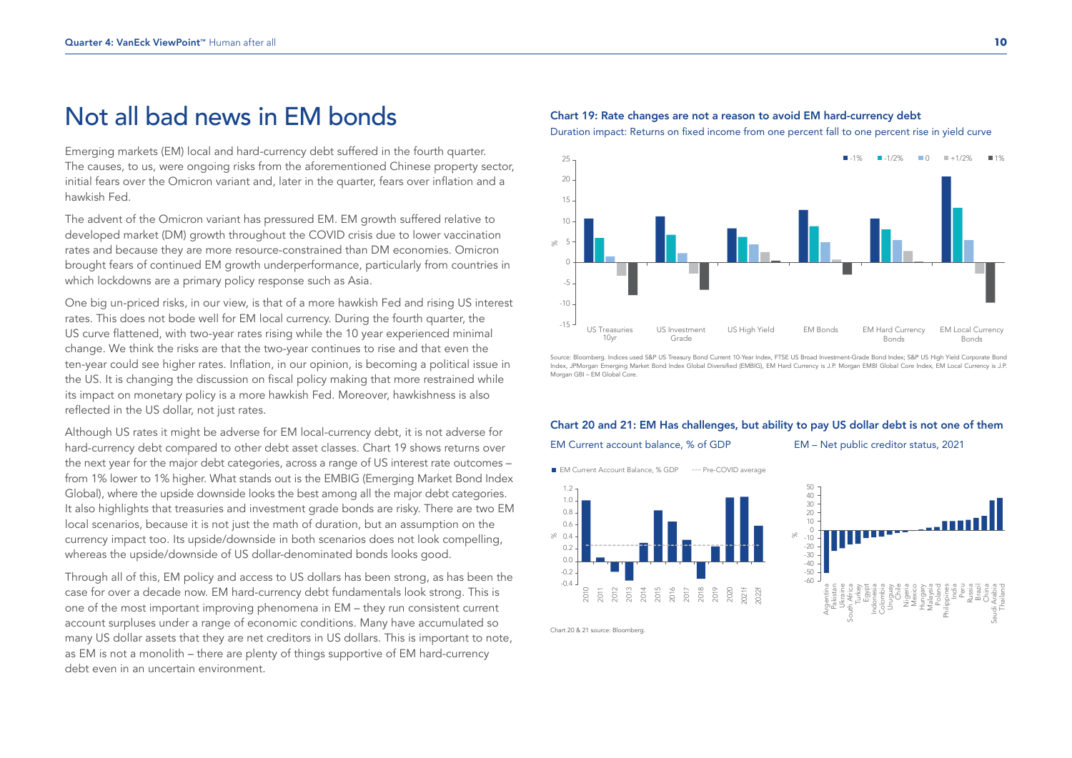# Not all bad news in EM bonds

Emerging markets (EM) local and hard-currency debt suffered in the fourth quarter. The causes, to us, were ongoing risks from the aforementioned Chinese property sector, initial fears over the Omicron variant and, later in the quarter, fears over inflation and a hawkish Fed.

The advent of the Omicron variant has pressured EM. EM growth suffered relative to developed market (DM) growth throughout the COVID crisis due to lower vaccination rates and because they are more resource-constrained than DM economies. Omicron brought fears of continued EM growth underperformance, particularly from countries in which lockdowns are a primary policy response such as Asia.

One big un-priced risks, in our view, is that of a more hawkish Fed and rising US interest rates. This does not bode well for EM local currency. During the fourth quarter, the US curve flattened, with two-year rates rising while the 10 year experienced minimal change. We think the risks are that the two-year continues to rise and that even the ten-year could see higher rates. Inflation, in our opinion, is becoming a political issue in the US. It is changing the discussion on fiscal policy making that more restrained while its impact on monetary policy is a more hawkish Fed. Moreover, hawkishness is also reflected in the US dollar, not just rates.

Although US rates it might be adverse for EM local-currency debt, it is not adverse for hard-currency debt compared to other debt asset classes. Chart 19 shows returns over the next year for the major debt categories, across a range of US interest rate outcomes – from 1% lower to 1% higher. What stands out is the EMBIG (Emerging Market Bond Index Global), where the upside downside looks the best among all the major debt categories. It also highlights that treasuries and investment grade bonds are risky. There are two EM local scenarios, because it is not just the math of duration, but an assumption on the currency impact too. Its upside/downside in both scenarios does not look compelling, whereas the upside/downside of US dollar-denominated bonds looks good.

Through all of this, EM policy and access to US dollars has been strong, as has been the case for over a decade now. EM hard-currency debt fundamentals look strong. This is one of the most important improving phenomena in EM – they run consistent current account surpluses under a range of economic conditions. Many have accumulated so many US dollar assets that they are net creditors in US dollars. This is important to note, as EM is not a monolith – there are plenty of things supportive of EM hard-currency debt even in an uncertain environment.

**Chart 19: Rate changes are not a reason to avoid EM hard-currency debt**

Duration impact: Returns on fixed income from one percent fall to one percent rise in yield curve

Source: Bloomberg. Indices used S&P US Treasury Bond Current 10-Year Index, FTSE US Broad Investment-Grade Bond Index; S&P US High Yield Corporate Bond Index, JPMorgan Emerging Market Bond Index Global Diversified (EMBIG), EM Hard Currency is J.P. Morgan EMBI Global Core Index, EM Local Currency is J.P. Morgan GBI – EM Global Core.

**Chart 20 and 21: EM Has challenges, but ability to pay US dollar debt is not one of them**

EM Current account balance, % of GDP

EM – Net public creditor status, 2021

Chart 20 & 21 source: Bloomberg.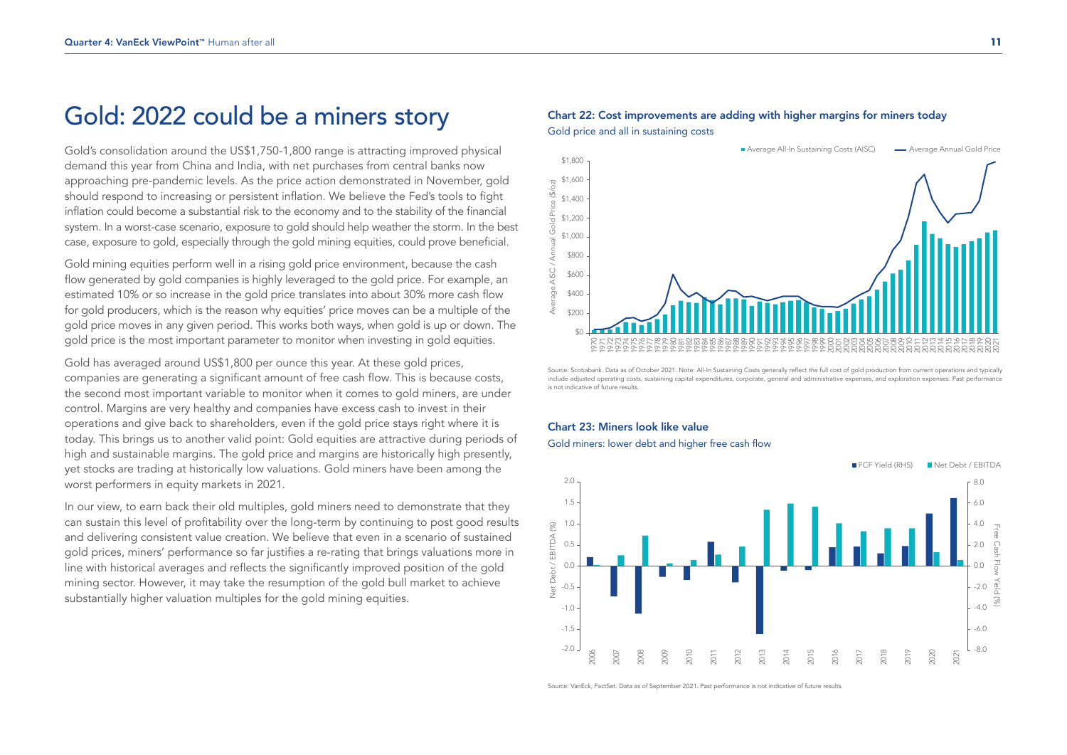# Gold: 2022 could be a miners story

Gold's consolidation around the US$1,750-1,800 range is attracting improved physical demand this year from China and India, with net purchases from central banks now approaching pre-pandemic levels. As the price action demonstrated in November, gold should respond to increasing or persistent inflation. We believe the Fed's tools to fight inflation could become a substantial risk to the economy and to the stability of the financial system. In a worst-case scenario, exposure to gold should help weather the storm. In the best case, exposure to gold, especially through the gold mining equities, could prove beneficial.

Gold mining equities perform well in a rising gold price environment, because the cash flow generated by gold companies is highly leveraged to the gold price. For example, an estimated 10% or so increase in the gold price translates into about 30% more cash flow for gold producers, which is the reason why equities' price moves can be a multiple of the gold price moves in any given period. This works both ways, when gold is up or down. The gold price is the most important parameter to monitor when investing in gold equities.

Gold has averaged around US$1,800 per ounce this year. At these gold prices, companies are generating a significant amount of free cash flow. This is because costs, the second most important variable to monitor when it comes to gold miners, are under control. Margins are very healthy and companies have excess cash to invest in their operations and give back to shareholders, even if the gold price stays right where it is today. This brings us to another valid point: Gold equities are attractive during periods of high and sustainable margins. The gold price and margins are historically high presently, yet stocks are trading at historically low valuations. Gold miners have been among the worst performers in equity markets in 2021.

In our view, to earn back their old multiples, gold miners need to demonstrate that they can sustain this level of profitability over the long-term by continuing to post good results and delivering consistent value creation. We believe that even in a scenario of sustained gold prices, miners' performance so far justifies a re-rating that brings valuations more in line with historical averages and reflects the significantly improved position of the gold mining sector. However, it may take the resumption of the gold bull market to achieve substantially higher valuation multiples for the gold mining equities.

**Chart 22: Cost improvements are adding with higher margins for miners today**

Gold price and all in sustaining costs

Source: Scotiabank. Data as of October 2021. Note: All-In Sustaining Costs generally reflect the full cost of gold production from current operations and typically include adjusted operating costs, sustaining capital expenditures, corporate, general and administrative expenses, and exploration expenses. Past performance is not indicative of future results.

**Chart 23: Miners look like value**

Gold miners: lower debt and higher free cash flow

Source: VanEck, FactSet. Data as of September 2021. Past performance is not indicative of future results.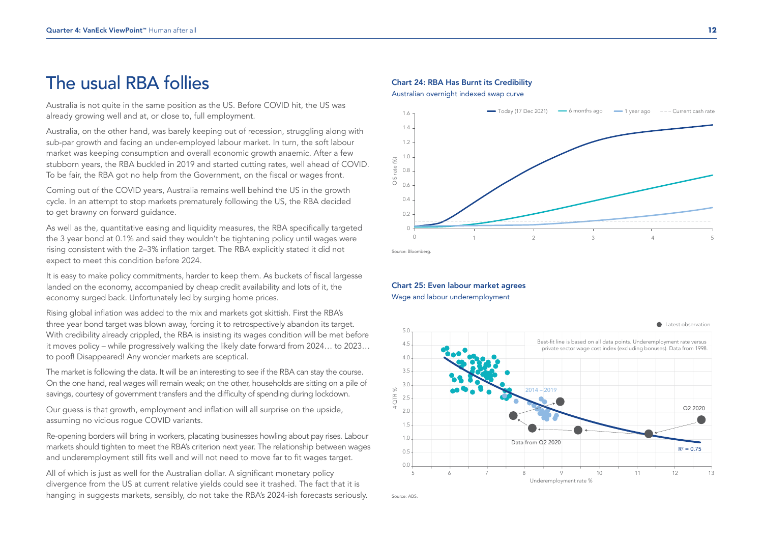# The usual RBA follies

Australia is not quite in the same position as the US. Before COVID hit, the US was already growing well and at, or close to, full employment.

Australia, on the other hand, was barely keeping out of recession, struggling along with sub-par growth and facing an under-employed labour market. In turn, the soft labour market was keeping consumption and overall economic growth anaemic. After a few stubborn years, the RBA buckled in 2019 and started cutting rates, well ahead of COVID. To be fair, the RBA got no help from the Government, on the fiscal or wages front.

Coming out of the COVID years, Australia remains well behind the US in the growth cycle. In an attempt to stop markets prematurely following the US, the RBA decided to get brawny on forward guidance.

As well as the, quantitative easing and liquidity measures, the RBA specifically targeted the 3 year bond at 0.1% and said they wouldn't be tightening policy until wages were rising consistent with the 2–3% inflation target. The RBA explicitly stated it did not expect to meet this condition before 2024.

It is easy to make policy commitments, harder to keep them. As buckets of fiscal largesse landed on the economy, accompanied by cheap credit availability and lots of it, the economy surged back. Unfortunately led by surging home prices.

Rising global inflation was added to the mix and markets got skittish. First the RBA's three year bond target was blown away, forcing it to retrospectively abandon its target. With credibility already crippled, the RBA is insisting its wages condition will be met before it moves policy – while progressively walking the likely date forward from 2024… to 2023… to poof! Disappeared! Any wonder markets are sceptical.

The market is following the data. It will be an interesting to see if the RBA can stay the course. On the one hand, real wages will remain weak; on the other, households are sitting on a pile of savings, courtesy of government transfers and the difficulty of spending during lockdown.

Our guess is that growth, employment and inflation will all surprise on the upside, assuming no vicious rogue COVID variants.

Re-opening borders will bring in workers, placating businesses howling about pay rises. Labour markets should tighten to meet the RBA's criterion next year. The relationship between wages and underemployment still fits well and will not need to move far to fit wages target.

All of which is just as well for the Australian dollar. A significant monetary policy divergence from the US at current relative yields could see it trashed. The fact that it is hanging in suggests markets, sensibly, do not take the RBA's 2024-ish forecasts seriously.

**Chart 24: RBA Has Burnt its Credibility**

Australian overnight indexed swap curve

Source: Bloomberg.

**Chart 25: Even labour market agrees**

Wage and labour underemployment

Best-fit line is based on all data points. Underemployment rate versus private sector wage cost index (excluding bonuses). Data from 1998.

Source: ABS.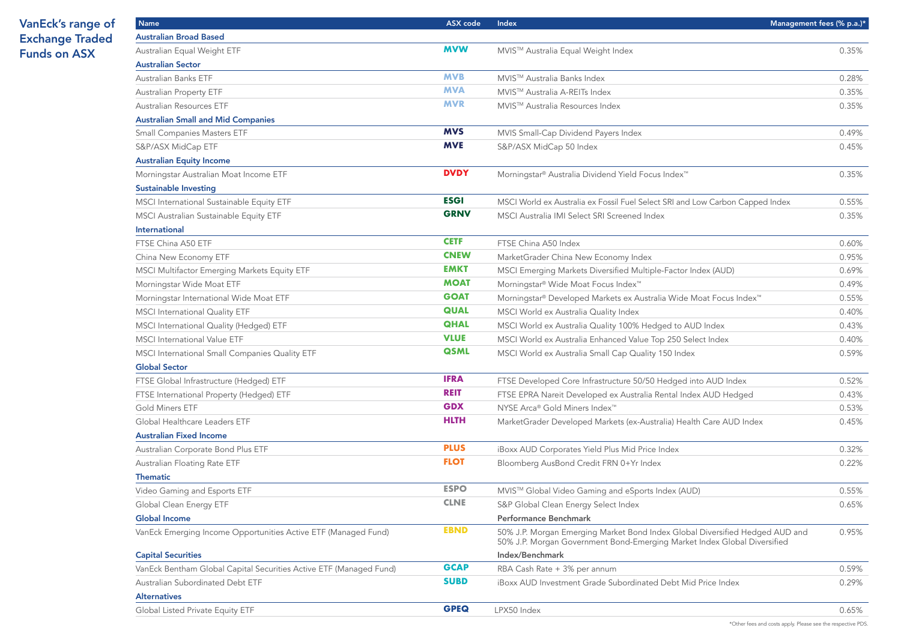# VanEck's range of Exchange Traded Funds on ASX

| Name | ASX code | Index | Management fees (% p.a.)* |
|---|---|---|---|
| **Australian Broad Based** | | | |
| Australian Equal Weight ETF | **MVW** | MVIS™ Australia Equal Weight Index | 0.35% |
| **Australian Sector** | | | |
| Australian Banks ETF | **MVB** | MVIS™ Australia Banks Index | 0.28% |
| Australian Property ETF | **MVA** | MVIS™ Australia A-REITs Index | 0.35% |
| Australian Resources ETF | **MVR** | MVIS™ Australia Resources Index | 0.35% |
| **Australian Small and Mid Companies** | | | |
| Small Companies Masters ETF | **MVS** | MVIS Small-Cap Dividend Payers Index | 0.49% |
| S&P/ASX MidCap ETF | **MVE** | S&P/ASX MidCap 50 Index | 0.45% |
| **Australian Equity Income** | | | |
| Morningstar Australian Moat Income ETF | **DVDY** | Morningstar® Australia Dividend Yield Focus Index™ | 0.35% |
| **Sustainable Investing** | | | |
| MSCI International Sustainable Equity ETF | **ESGI** | MSCI World ex Australia ex Fossil Fuel Select SRI and Low Carbon Capped Index | 0.55% |
| MSCI Australian Sustainable Equity ETF | **GRNV** | MSCI Australia IMI Select SRI Screened Index | 0.35% |
| **International** | | | |
| FTSE China A50 ETF | **CETF** | FTSE China A50 Index | 0.60% |
| China New Economy ETF | **CNEW** | MarketGrader China New Economy Index | 0.95% |
| MSCI Multifactor Emerging Markets Equity ETF | **EMKT** | MSCI Emerging Markets Diversified Multiple-Factor Index (AUD) | 0.69% |
| Morningstar Wide Moat ETF | **MOAT** | Morningstar® Wide Moat Focus Index™ | 0.49% |
| Morningstar International Wide Moat ETF | **GOAT** | Morningstar® Developed Markets ex Australia Wide Moat Focus Index™ | 0.55% |
| MSCI International Quality ETF | **QUAL** | MSCI World ex Australia Quality Index | 0.40% |
| MSCI International Quality (Hedged) ETF | **QHAL** | MSCI World ex Australia Quality 100% Hedged to AUD Index | 0.43% |
| MSCI International Value ETF | **VLUE** | MSCI World ex Australia Enhanced Value Top 250 Select Index | 0.40% |
| MSCI International Small Companies Quality ETF | **QSML** | MSCI World ex Australia Small Cap Quality 150 Index | 0.59% |
| **Global Sector** | | | |
| FTSE Global Infrastructure (Hedged) ETF | **IFRA** | FTSE Developed Core Infrastructure 50/50 Hedged into AUD Index | 0.52% |
| FTSE International Property (Hedged) ETF | **REIT** | FTSE EPRA Nareit Developed ex Australia Rental Index AUD Hedged | 0.43% |
| Gold Miners ETF | **GDX** | NYSE Arca® Gold Miners Index™ | 0.53% |
| Global Healthcare Leaders ETF | **HLTH** | MarketGrader Developed Markets (ex-Australia) Health Care AUD Index | 0.45% |
| **Australian Fixed Income** | | | |
| Australian Corporate Bond Plus ETF | **PLUS** | iBoxx AUD Corporates Yield Plus Mid Price Index | 0.32% |
| Australian Floating Rate ETF | **FLOT** | Bloomberg AusBond Credit FRN 0+Yr Index | 0.22% |
| **Thematic** | | | |
| Video Gaming and Esports ETF | **ESPO** | MVIS™ Global Video Gaming and eSports Index (AUD) | 0.55% |
| Global Clean Energy ETF | **CLNE** | S&P Global Clean Energy Select Index | 0.65% |
| **Global Income** | | **Performance Benchmark** | |
| VanEck Emerging Income Opportunities Active ETF (Managed Fund) | **EBND** | 50% J.P. Morgan Emerging Market Bond Index Global Diversified Hedged AUD and 50% J.P. Morgan Government Bond-Emerging Market Index Global Diversified | 0.95% |
| **Capital Securities** | | **Index/Benchmark** | |
| VanEck Bentham Global Capital Securities Active ETF (Managed Fund) | **GCAP** | RBA Cash Rate + 3% per annum | 0.59% |
| Australian Subordinated Debt ETF | **SUBD** | iBoxx AUD Investment Grade Subordinated Debt Mid Price Index | 0.29% |
| **Alternatives** | | | |
| Global Listed Private Equity ETF | **GPEQ** | LPX50 Index | 0.65% |

*Other fees and costs apply. Please see the respective PDS.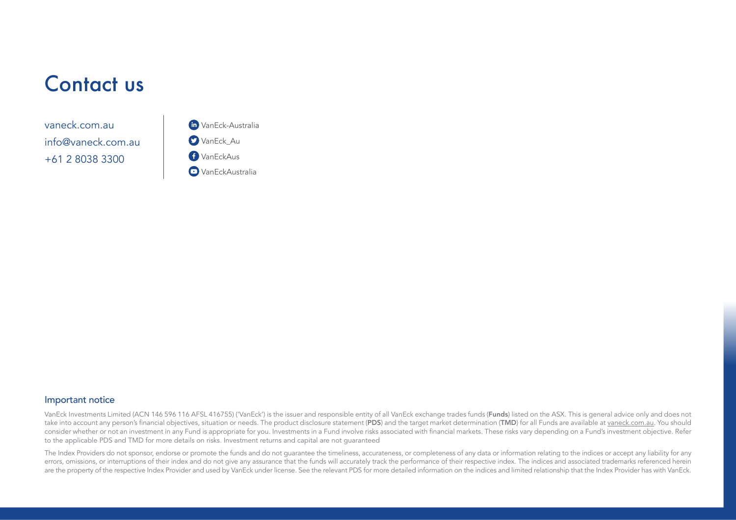# Contact us

vaneck.com.au
info@vaneck.com.au
+61 2 8038 3300

VanEck-Australia
VanEck_Au
VanEckAus
VanEckAustralia

## Important notice

VanEck Investments Limited (ACN 146 596 116 AFSL 416755) ('VanEck') is the issuer and responsible entity of all VanEck exchange trades funds (**Funds**) listed on the ASX. This is general advice only and does not take into account any person's financial objectives, situation or needs. The product disclosure statement (**PDS**) and the target market determination (**TMD**) for all Funds are available at vaneck.com.au. You should consider whether or not an investment in any Fund is appropriate for you. Investments in a Fund involve risks associated with financial markets. These risks vary depending on a Fund's investment objective. Refer to the applicable PDS and TMD for more details on risks. Investment returns and capital are not guaranteed

The Index Providers do not sponsor, endorse or promote the funds and do not guarantee the timeliness, accurateness, or completeness of any data or information relating to the indices or accept any liability for any errors, omissions, or interruptions of their index and do not give any assurance that the funds will accurately track the performance of their respective index. The indices and associated trademarks referenced herein are the property of the respective Index Provider and used by VanEck under license. See the relevant PDS for more detailed information on the indices and limited relationship that the Index Provider has with VanEck.